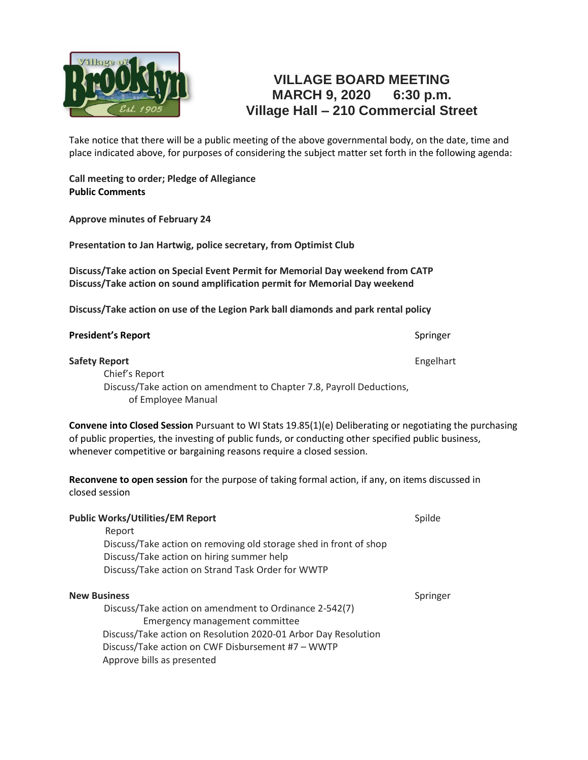# VILLAGE BOARD MEETING
## MARCH 9, 2020 6:30 p.m.
## Village Hall – 210 Commercial Street

Take notice that there will be a public meeting of the above governmental body, on the date, time and place indicated above, for purposes of considering the subject matter set forth in the following agenda:

**Call meeting to order; Pledge of Allegiance**
**Public Comments**

**Approve minutes of February 24**

**Presentation to Jan Hartwig, police secretary, from Optimist Club**

**Discuss/Take action on Special Event Permit for Memorial Day weekend from CATP**
**Discuss/Take action on sound amplification permit for Memorial Day weekend**

**Discuss/Take action on use of the Legion Park ball diamonds and park rental policy**

**President's Report** — Springer

**Safety Report** — Engelhart

- Chief's Report
- Discuss/Take action on amendment to Chapter 7.8, Payroll Deductions, of Employee Manual

**Convene into Closed Session** Pursuant to WI Stats 19.85(1)(e) Deliberating or negotiating the purchasing of public properties, the investing of public funds, or conducting other specified public business, whenever competitive or bargaining reasons require a closed session.

**Reconvene to open session** for the purpose of taking formal action, if any, on items discussed in closed session

**Public Works/Utilities/EM Report** — Spilde

- Report
- Discuss/Take action on removing old storage shed in front of shop
- Discuss/Take action on hiring summer help
- Discuss/Take action on Strand Task Order for WWTP

**New Business** — Springer

- Discuss/Take action on amendment to Ordinance 2-542(7) Emergency management committee
- Discuss/Take action on Resolution 2020-01 Arbor Day Resolution
- Discuss/Take action on CWF Disbursement #7 – WWTP
- Approve bills as presented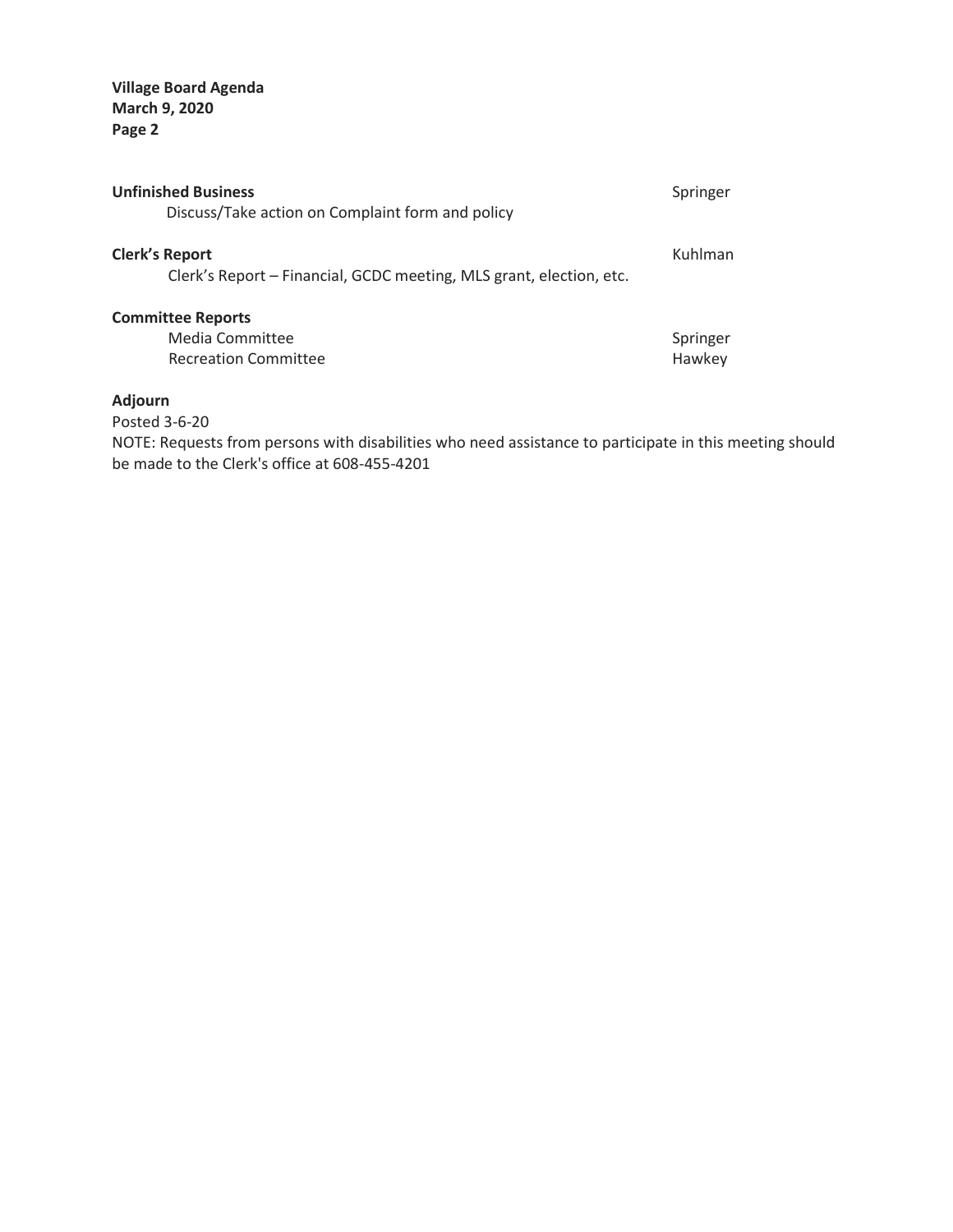**Unfinished Business** — Springer

Discuss/Take action on Complaint form and policy

**Clerk's Report** — Kuhlman

Clerk's Report – Financial, GCDC meeting, MLS grant, election, etc.

**Committee Reports**

| | |
|---|---|
| Media Committee | Springer |
| Recreation Committee | Hawkey |

**Adjourn**

Posted 3-6-20

NOTE: Requests from persons with disabilities who need assistance to participate in this meeting should be made to the Clerk's office at 608-455-4201